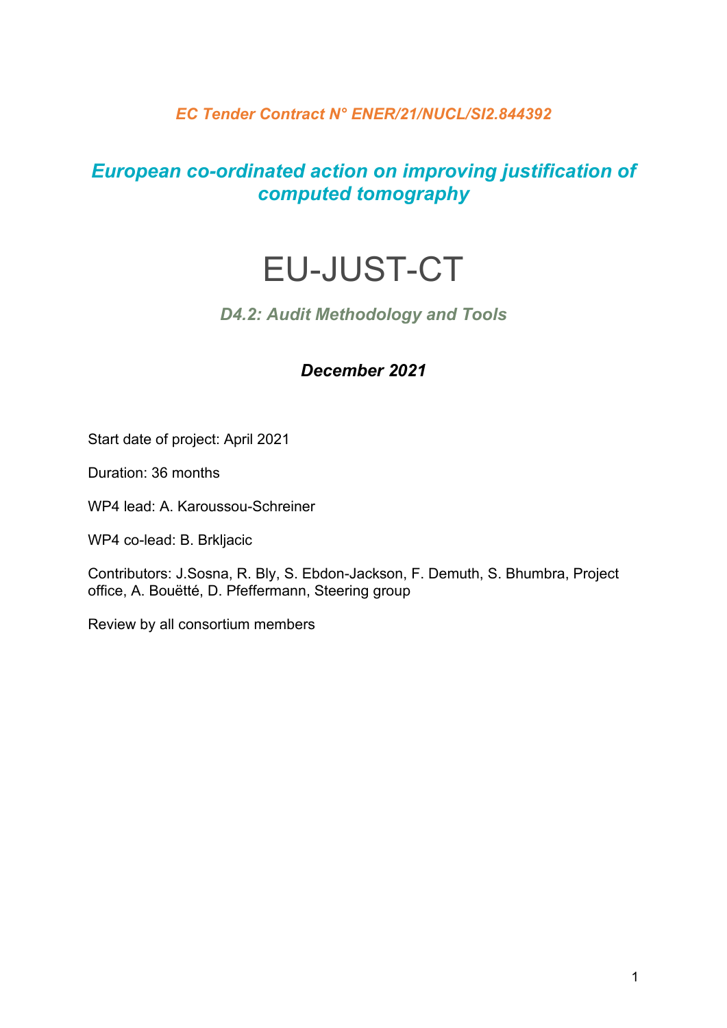*EC Tender Contract N° ENER/21/NUCL/SI2.844392*

## *European co-ordinated action on improving justification of computed tomography*

# EU-JUST-CT

### *D4.2: Audit Methodology and Tools*

***December 2021***

Start date of project: April 2021

Duration: 36 months

WP4 lead: A. Karoussou-Schreiner

WP4 co-lead: B. Brkljacic

Contributors: J.Sosna, R. Bly, S. Ebdon-Jackson, F. Demuth, S. Bhumbra, Project office, A. Bouëtté, D. Pfeffermann, Steering group

Review by all consortium members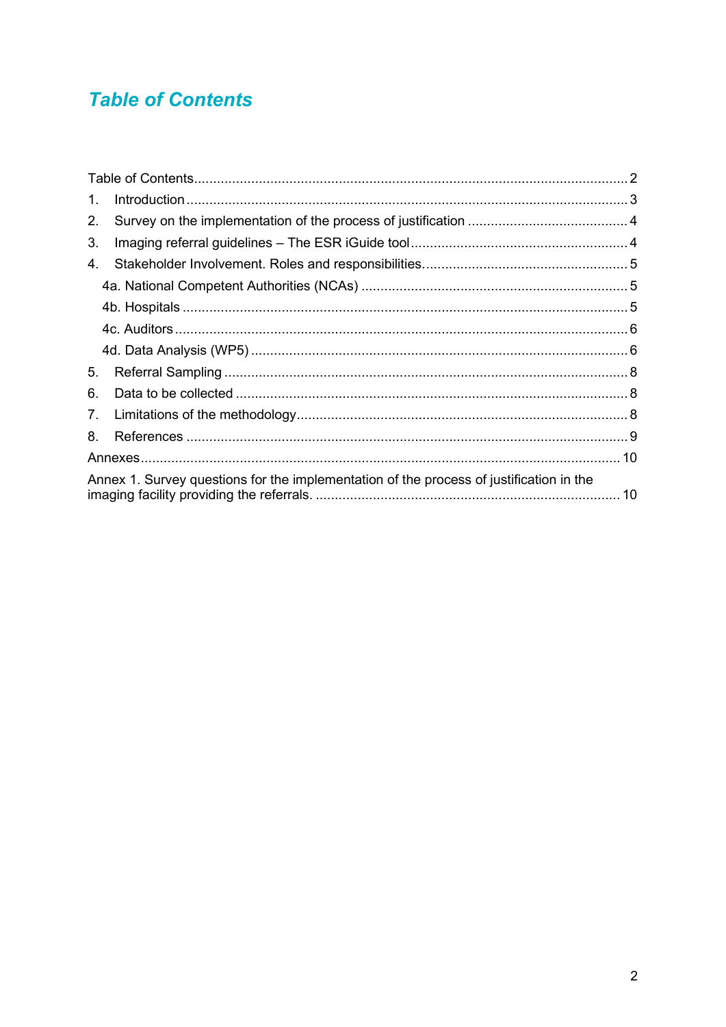# Table of Contents

Table of Contents.......................................................................................................... 2

1. Introduction ............................................................................................................. 3
2. Survey on the implementation of the process of justification ........................................ 4
3. Imaging referral guidelines – The ESR iGuide tool ....................................................... 4
4. Stakeholder Involvement. Roles and responsibilities..................................................... 5
   - 4a. National Competent Authorities (NCAs) ................................................................. 5
   - 4b. Hospitals ............................................................................................................ 5
   - 4c. Auditors .............................................................................................................. 6
   - 4d. Data Analysis (WP5) ............................................................................................ 6
5. Referral Sampling ..................................................................................................... 8
6. Data to be collected .................................................................................................. 8
7. Limitations of the methodology................................................................................... 8
8. References ............................................................................................................... 9

Annexes ......................................................................................................................... 10

Annex 1. Survey questions for the implementation of the process of justification in the imaging facility providing the referrals. ........................................................................ 10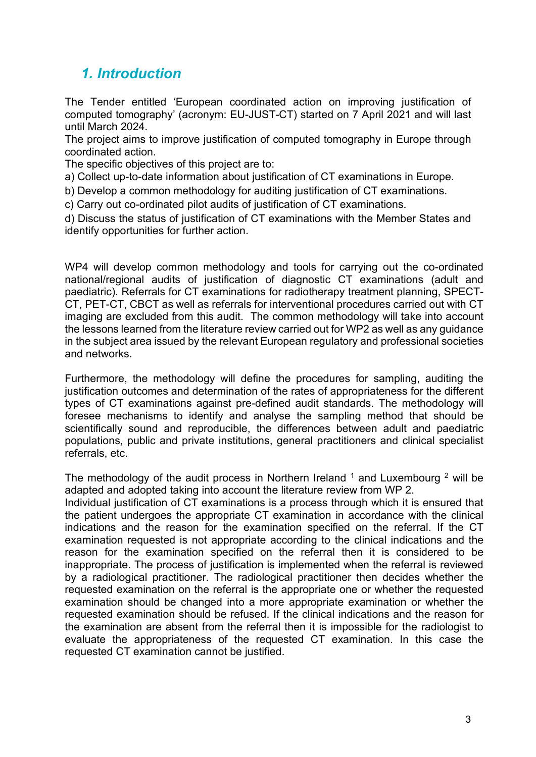## *1. Introduction*

The Tender entitled 'European coordinated action on improving justification of computed tomography' (acronym: EU-JUST-CT) started on 7 April 2021 and will last until March 2024.

The project aims to improve justification of computed tomography in Europe through coordinated action.

The specific objectives of this project are to:

a) Collect up-to-date information about justification of CT examinations in Europe.

b) Develop a common methodology for auditing justification of CT examinations.

c) Carry out co-ordinated pilot audits of justification of CT examinations.

d) Discuss the status of justification of CT examinations with the Member States and identify opportunities for further action.

WP4 will develop common methodology and tools for carrying out the co-ordinated national/regional audits of justification of diagnostic CT examinations (adult and paediatric). Referrals for CT examinations for radiotherapy treatment planning, SPECT-CT, PET-CT, CBCT as well as referrals for interventional procedures carried out with CT imaging are excluded from this audit. The common methodology will take into account the lessons learned from the literature review carried out for WP2 as well as any guidance in the subject area issued by the relevant European regulatory and professional societies and networks.

Furthermore, the methodology will define the procedures for sampling, auditing the justification outcomes and determination of the rates of appropriateness for the different types of CT examinations against pre-defined audit standards. The methodology will foresee mechanisms to identify and analyse the sampling method that should be scientifically sound and reproducible, the differences between adult and paediatric populations, public and private institutions, general practitioners and clinical specialist referrals, etc.

The methodology of the audit process in Northern Ireland [1] and Luxembourg [2] will be adapted and adopted taking into account the literature review from WP 2.

Individual justification of CT examinations is a process through which it is ensured that the patient undergoes the appropriate CT examination in accordance with the clinical indications and the reason for the examination specified on the referral. If the CT examination requested is not appropriate according to the clinical indications and the reason for the examination specified on the referral then it is considered to be inappropriate. The process of justification is implemented when the referral is reviewed by a radiological practitioner. The radiological practitioner then decides whether the requested examination on the referral is the appropriate one or whether the requested examination should be changed into a more appropriate examination or whether the requested examination should be refused. If the clinical indications and the reason for the examination are absent from the referral then it is impossible for the radiologist to evaluate the appropriateness of the requested CT examination. In this case the requested CT examination cannot be justified.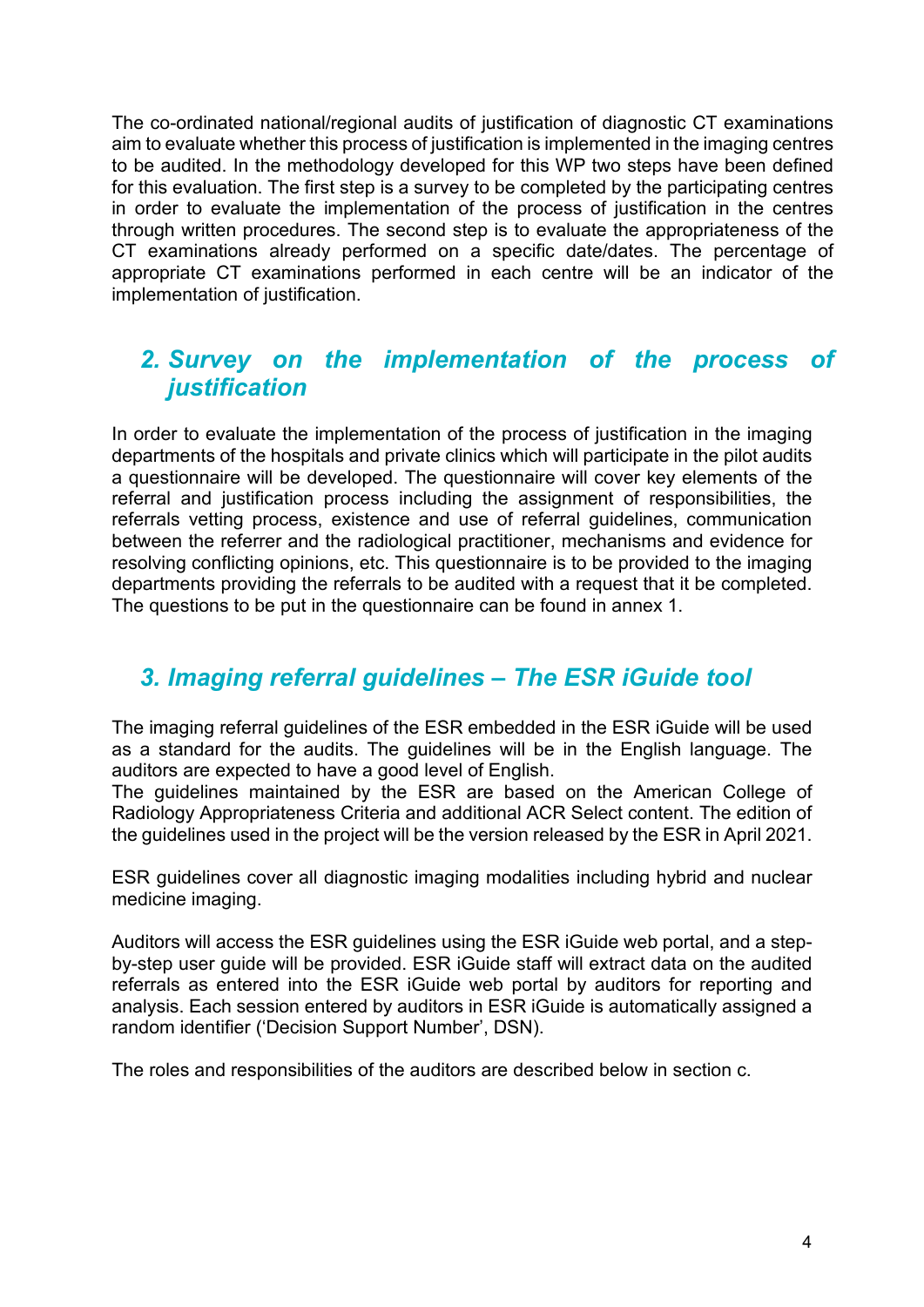The co-ordinated national/regional audits of justification of diagnostic CT examinations aim to evaluate whether this process of justification is implemented in the imaging centres to be audited. In the methodology developed for this WP two steps have been defined for this evaluation. The first step is a survey to be completed by the participating centres in order to evaluate the implementation of the process of justification in the centres through written procedures. The second step is to evaluate the appropriateness of the CT examinations already performed on a specific date/dates. The percentage of appropriate CT examinations performed in each centre will be an indicator of the implementation of justification.

## 2. Survey on the implementation of the process of justification

In order to evaluate the implementation of the process of justification in the imaging departments of the hospitals and private clinics which will participate in the pilot audits a questionnaire will be developed. The questionnaire will cover key elements of the referral and justification process including the assignment of responsibilities, the referrals vetting process, existence and use of referral guidelines, communication between the referrer and the radiological practitioner, mechanisms and evidence for resolving conflicting opinions, etc. This questionnaire is to be provided to the imaging departments providing the referrals to be audited with a request that it be completed. The questions to be put in the questionnaire can be found in annex 1.

## 3. Imaging referral guidelines – The ESR iGuide tool

The imaging referral guidelines of the ESR embedded in the ESR iGuide will be used as a standard for the audits. The guidelines will be in the English language. The auditors are expected to have a good level of English.

The guidelines maintained by the ESR are based on the American College of Radiology Appropriateness Criteria and additional ACR Select content. The edition of the guidelines used in the project will be the version released by the ESR in April 2021.

ESR guidelines cover all diagnostic imaging modalities including hybrid and nuclear medicine imaging.

Auditors will access the ESR guidelines using the ESR iGuide web portal, and a step-by-step user guide will be provided. ESR iGuide staff will extract data on the audited referrals as entered into the ESR iGuide web portal by auditors for reporting and analysis. Each session entered by auditors in ESR iGuide is automatically assigned a random identifier ('Decision Support Number', DSN).

The roles and responsibilities of the auditors are described below in section c.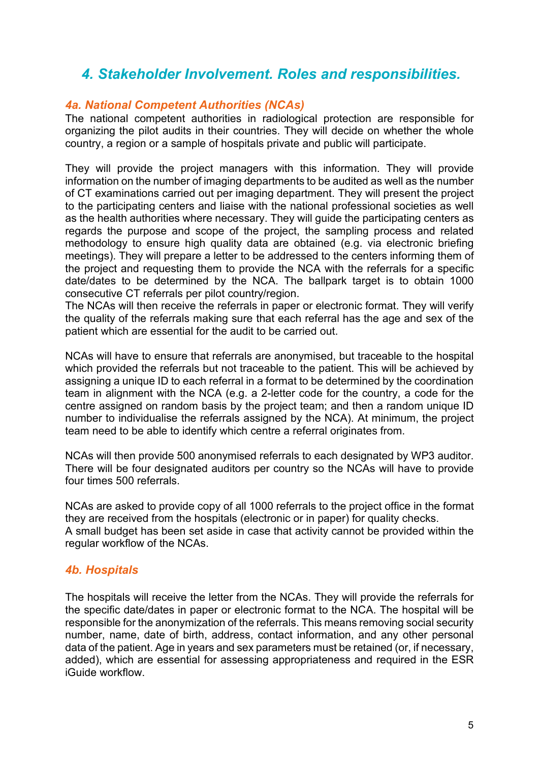## *4. Stakeholder Involvement. Roles and responsibilities.*

### *4a. National Competent Authorities (NCAs)*

The national competent authorities in radiological protection are responsible for organizing the pilot audits in their countries. They will decide on whether the whole country, a region or a sample of hospitals private and public will participate.

They will provide the project managers with this information. They will provide information on the number of imaging departments to be audited as well as the number of CT examinations carried out per imaging department. They will present the project to the participating centers and liaise with the national professional societies as well as the health authorities where necessary. They will guide the participating centers as regards the purpose and scope of the project, the sampling process and related methodology to ensure high quality data are obtained (e.g. via electronic briefing meetings). They will prepare a letter to be addressed to the centers informing them of the project and requesting them to provide the NCA with the referrals for a specific date/dates to be determined by the NCA. The ballpark target is to obtain 1000 consecutive CT referrals per pilot country/region.

The NCAs will then receive the referrals in paper or electronic format. They will verify the quality of the referrals making sure that each referral has the age and sex of the patient which are essential for the audit to be carried out.

NCAs will have to ensure that referrals are anonymised, but traceable to the hospital which provided the referrals but not traceable to the patient. This will be achieved by assigning a unique ID to each referral in a format to be determined by the coordination team in alignment with the NCA (e.g. a 2-letter code for the country, a code for the centre assigned on random basis by the project team; and then a random unique ID number to individualise the referrals assigned by the NCA). At minimum, the project team need to be able to identify which centre a referral originates from.

NCAs will then provide 500 anonymised referrals to each designated by WP3 auditor. There will be four designated auditors per country so the NCAs will have to provide four times 500 referrals.

NCAs are asked to provide copy of all 1000 referrals to the project office in the format they are received from the hospitals (electronic or in paper) for quality checks.

A small budget has been set aside in case that activity cannot be provided within the regular workflow of the NCAs.

### *4b. Hospitals*

The hospitals will receive the letter from the NCAs. They will provide the referrals for the specific date/dates in paper or electronic format to the NCA. The hospital will be responsible for the anonymization of the referrals. This means removing social security number, name, date of birth, address, contact information, and any other personal data of the patient. Age in years and sex parameters must be retained (or, if necessary, added), which are essential for assessing appropriateness and required in the ESR iGuide workflow.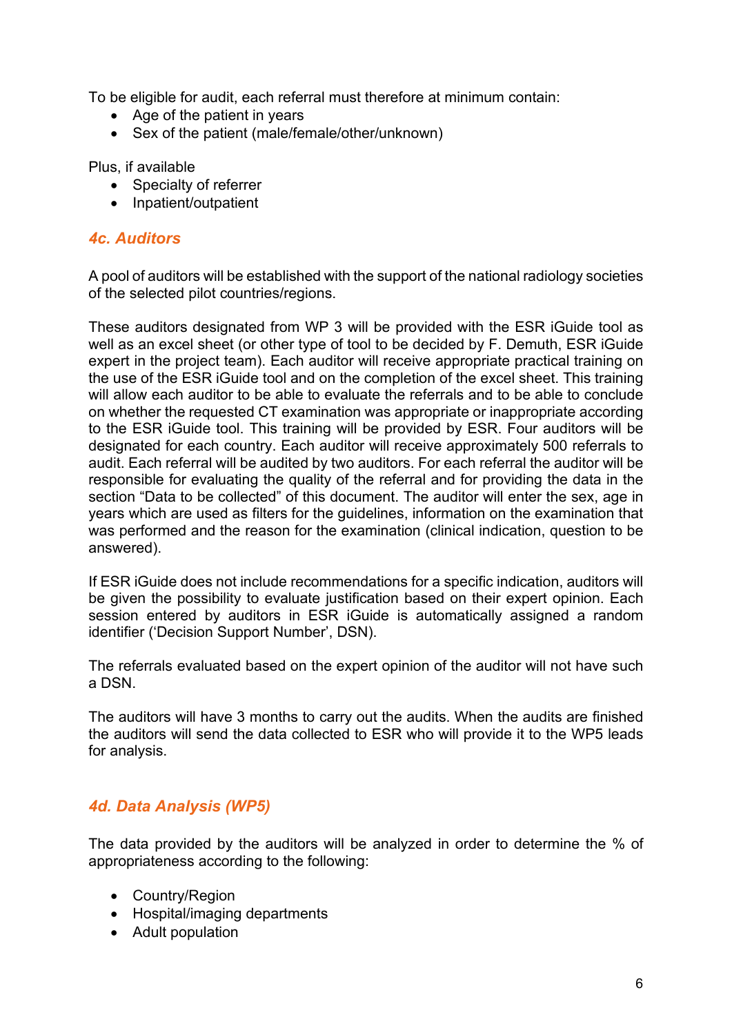To be eligible for audit, each referral must therefore at minimum contain:

- Age of the patient in years
- Sex of the patient (male/female/other/unknown)

Plus, if available

- Specialty of referrer
- Inpatient/outpatient

### *4c. Auditors*

A pool of auditors will be established with the support of the national radiology societies of the selected pilot countries/regions.

These auditors designated from WP 3 will be provided with the ESR iGuide tool as well as an excel sheet (or other type of tool to be decided by F. Demuth, ESR iGuide expert in the project team). Each auditor will receive appropriate practical training on the use of the ESR iGuide tool and on the completion of the excel sheet. This training will allow each auditor to be able to evaluate the referrals and to be able to conclude on whether the requested CT examination was appropriate or inappropriate according to the ESR iGuide tool. This training will be provided by ESR. Four auditors will be designated for each country. Each auditor will receive approximately 500 referrals to audit. Each referral will be audited by two auditors. For each referral the auditor will be responsible for evaluating the quality of the referral and for providing the data in the section "Data to be collected" of this document. The auditor will enter the sex, age in years which are used as filters for the guidelines, information on the examination that was performed and the reason for the examination (clinical indication, question to be answered).

If ESR iGuide does not include recommendations for a specific indication, auditors will be given the possibility to evaluate justification based on their expert opinion. Each session entered by auditors in ESR iGuide is automatically assigned a random identifier ('Decision Support Number', DSN).

The referrals evaluated based on the expert opinion of the auditor will not have such a DSN.

The auditors will have 3 months to carry out the audits. When the audits are finished the auditors will send the data collected to ESR who will provide it to the WP5 leads for analysis.

### *4d. Data Analysis (WP5)*

The data provided by the auditors will be analyzed in order to determine the % of appropriateness according to the following:

- Country/Region
- Hospital/imaging departments
- Adult population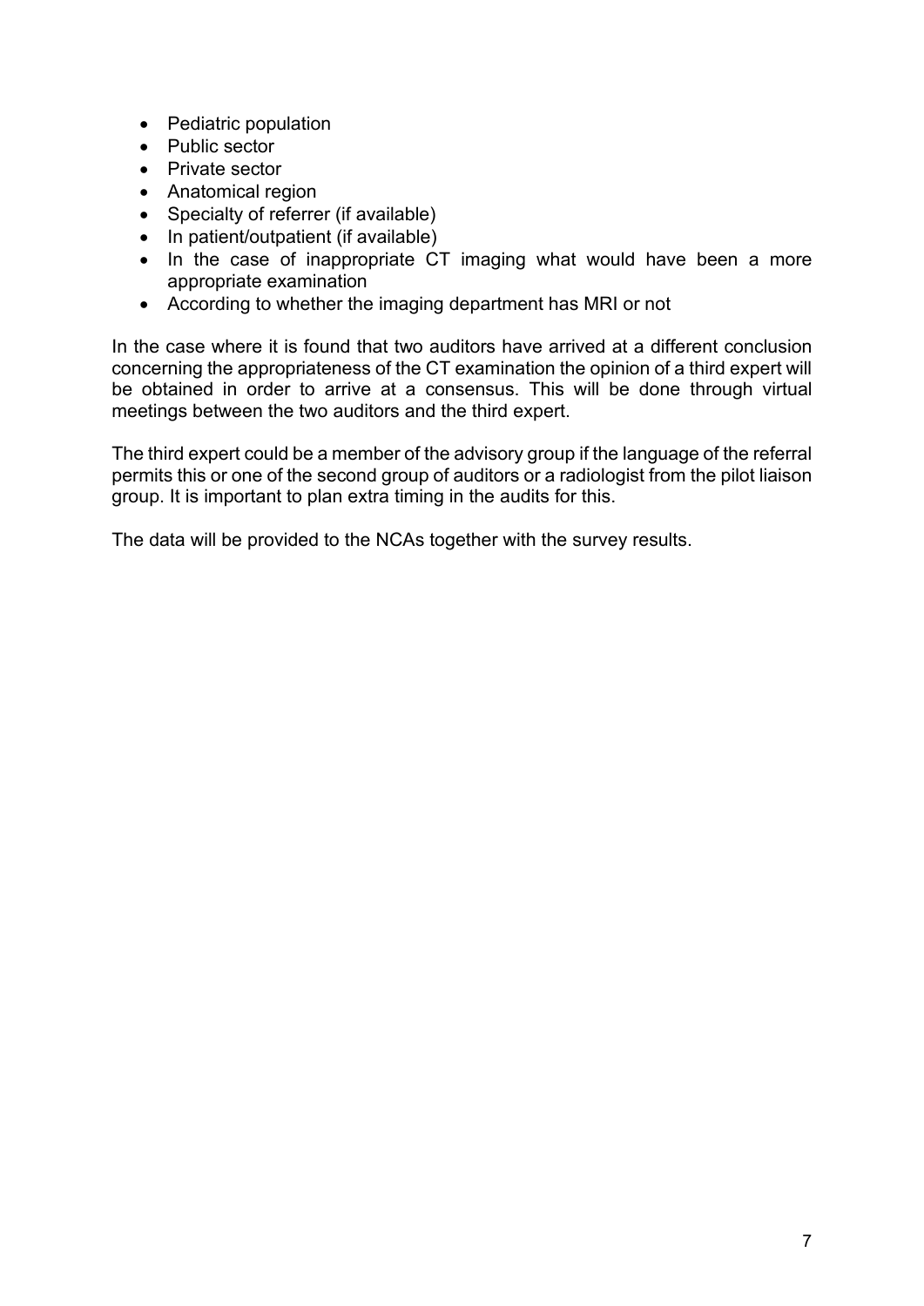- Pediatric population
- Public sector
- Private sector
- Anatomical region
- Specialty of referrer (if available)
- In patient/outpatient (if available)
- In the case of inappropriate CT imaging what would have been a more appropriate examination
- According to whether the imaging department has MRI or not

In the case where it is found that two auditors have arrived at a different conclusion concerning the appropriateness of the CT examination the opinion of a third expert will be obtained in order to arrive at a consensus. This will be done through virtual meetings between the two auditors and the third expert.

The third expert could be a member of the advisory group if the language of the referral permits this or one of the second group of auditors or a radiologist from the pilot liaison group. It is important to plan extra timing in the audits for this.

The data will be provided to the NCAs together with the survey results.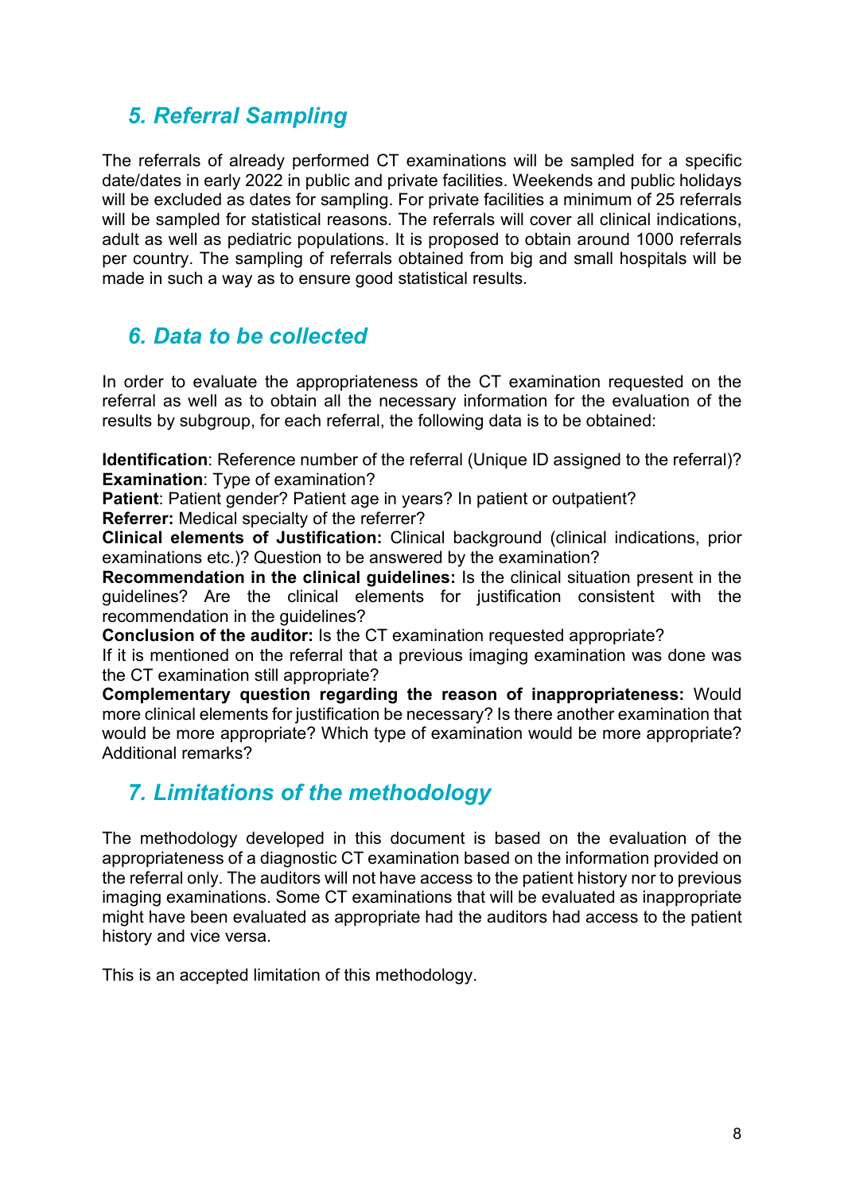## *5. Referral Sampling*

The referrals of already performed CT examinations will be sampled for a specific date/dates in early 2022 in public and private facilities. Weekends and public holidays will be excluded as dates for sampling. For private facilities a minimum of 25 referrals will be sampled for statistical reasons. The referrals will cover all clinical indications, adult as well as pediatric populations. It is proposed to obtain around 1000 referrals per country. The sampling of referrals obtained from big and small hospitals will be made in such a way as to ensure good statistical results.

## *6. Data to be collected*

In order to evaluate the appropriateness of the CT examination requested on the referral as well as to obtain all the necessary information for the evaluation of the results by subgroup, for each referral, the following data is to be obtained:

**Identification**: Reference number of the referral (Unique ID assigned to the referral)?
**Examination**: Type of examination?
**Patient**: Patient gender? Patient age in years? In patient or outpatient?
**Referrer:** Medical specialty of the referrer?
**Clinical elements of Justification:** Clinical background (clinical indications, prior examinations etc.)? Question to be answered by the examination?
**Recommendation in the clinical guidelines:** Is the clinical situation present in the guidelines? Are the clinical elements for justification consistent with the recommendation in the guidelines?
**Conclusion of the auditor:** Is the CT examination requested appropriate?
If it is mentioned on the referral that a previous imaging examination was done was the CT examination still appropriate?
**Complementary question regarding the reason of inappropriateness:** Would more clinical elements for justification be necessary? Is there another examination that would be more appropriate? Which type of examination would be more appropriate? Additional remarks?

## *7. Limitations of the methodology*

The methodology developed in this document is based on the evaluation of the appropriateness of a diagnostic CT examination based on the information provided on the referral only. The auditors will not have access to the patient history nor to previous imaging examinations. Some CT examinations that will be evaluated as inappropriate might have been evaluated as appropriate had the auditors had access to the patient history and vice versa.

This is an accepted limitation of this methodology.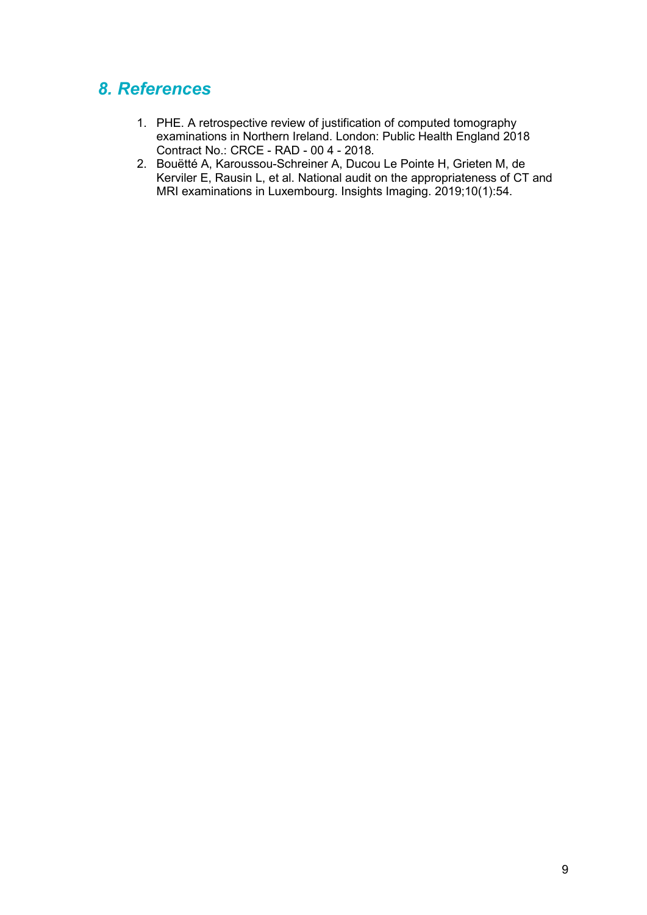## *8. References*

1. PHE. A retrospective review of justification of computed tomography examinations in Northern Ireland. London: Public Health England 2018 Contract No.: CRCE - RAD - 00 4 - 2018.
2. Bouëtté A, Karoussou-Schreiner A, Ducou Le Pointe H, Grieten M, de Kerviler E, Rausin L, et al. National audit on the appropriateness of CT and MRI examinations in Luxembourg. Insights Imaging. 2019;10(1):54.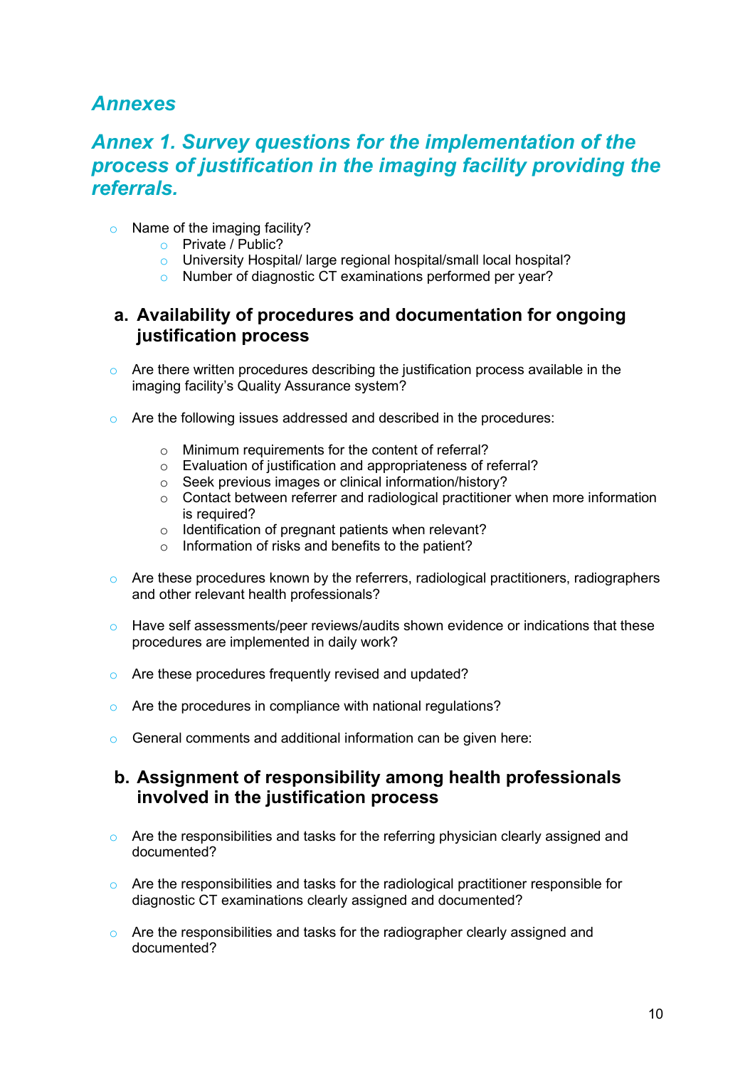# *Annexes*

## *Annex 1. Survey questions for the implementation of the process of justification in the imaging facility providing the referrals.*

- Name of the imaging facility?
  - Private / Public?
  - University Hospital/ large regional hospital/small local hospital?
  - Number of diagnostic CT examinations performed per year?

### a. Availability of procedures and documentation for ongoing justification process

- Are there written procedures describing the justification process available in the imaging facility's Quality Assurance system?

- Are the following issues addressed and described in the procedures:

  - Minimum requirements for the content of referral?
  - Evaluation of justification and appropriateness of referral?
  - Seek previous images or clinical information/history?
  - Contact between referrer and radiological practitioner when more information is required?
  - Identification of pregnant patients when relevant?
  - Information of risks and benefits to the patient?

- Are these procedures known by the referrers, radiological practitioners, radiographers and other relevant health professionals?

- Have self assessments/peer reviews/audits shown evidence or indications that these procedures are implemented in daily work?

- Are these procedures frequently revised and updated?

- Are the procedures in compliance with national regulations?

- General comments and additional information can be given here:

### b. Assignment of responsibility among health professionals involved in the justification process

- Are the responsibilities and tasks for the referring physician clearly assigned and documented?

- Are the responsibilities and tasks for the radiological practitioner responsible for diagnostic CT examinations clearly assigned and documented?

- Are the responsibilities and tasks for the radiographer clearly assigned and documented?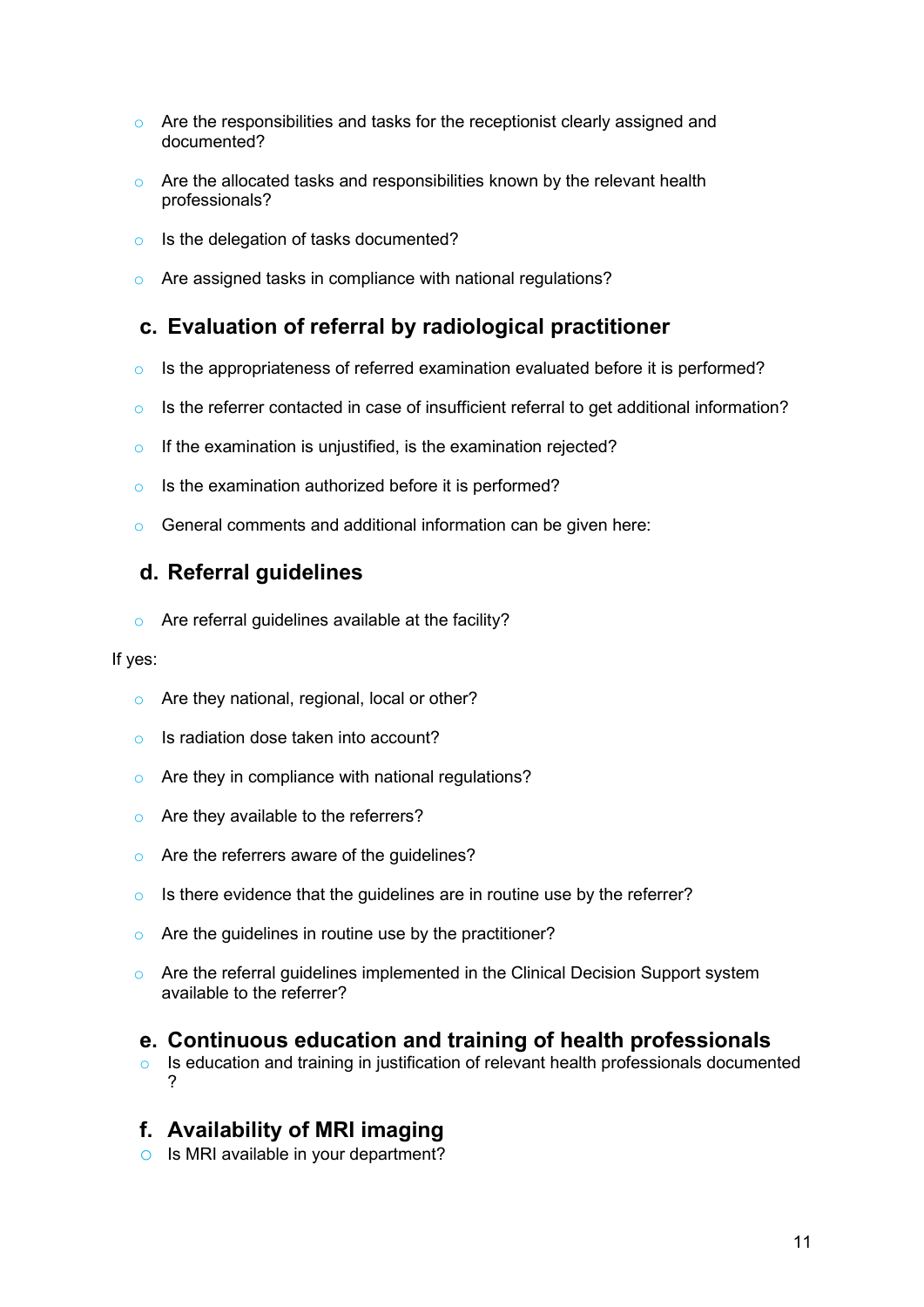- Are the responsibilities and tasks for the receptionist clearly assigned and documented?
- Are the allocated tasks and responsibilities known by the relevant health professionals?
- Is the delegation of tasks documented?
- Are assigned tasks in compliance with national regulations?

## c. Evaluation of referral by radiological practitioner

- Is the appropriateness of referred examination evaluated before it is performed?
- Is the referrer contacted in case of insufficient referral to get additional information?
- If the examination is unjustified, is the examination rejected?
- Is the examination authorized before it is performed?
- General comments and additional information can be given here:

## d. Referral guidelines

- Are referral guidelines available at the facility?

If yes:

- Are they national, regional, local or other?
- Is radiation dose taken into account?
- Are they in compliance with national regulations?
- Are they available to the referrers?
- Are the referrers aware of the guidelines?
- Is there evidence that the guidelines are in routine use by the referrer?
- Are the guidelines in routine use by the practitioner?
- Are the referral guidelines implemented in the Clinical Decision Support system available to the referrer?

## e. Continuous education and training of health professionals

- Is education and training in justification of relevant health professionals documented ?

## f. Availability of MRI imaging

- Is MRI available in your department?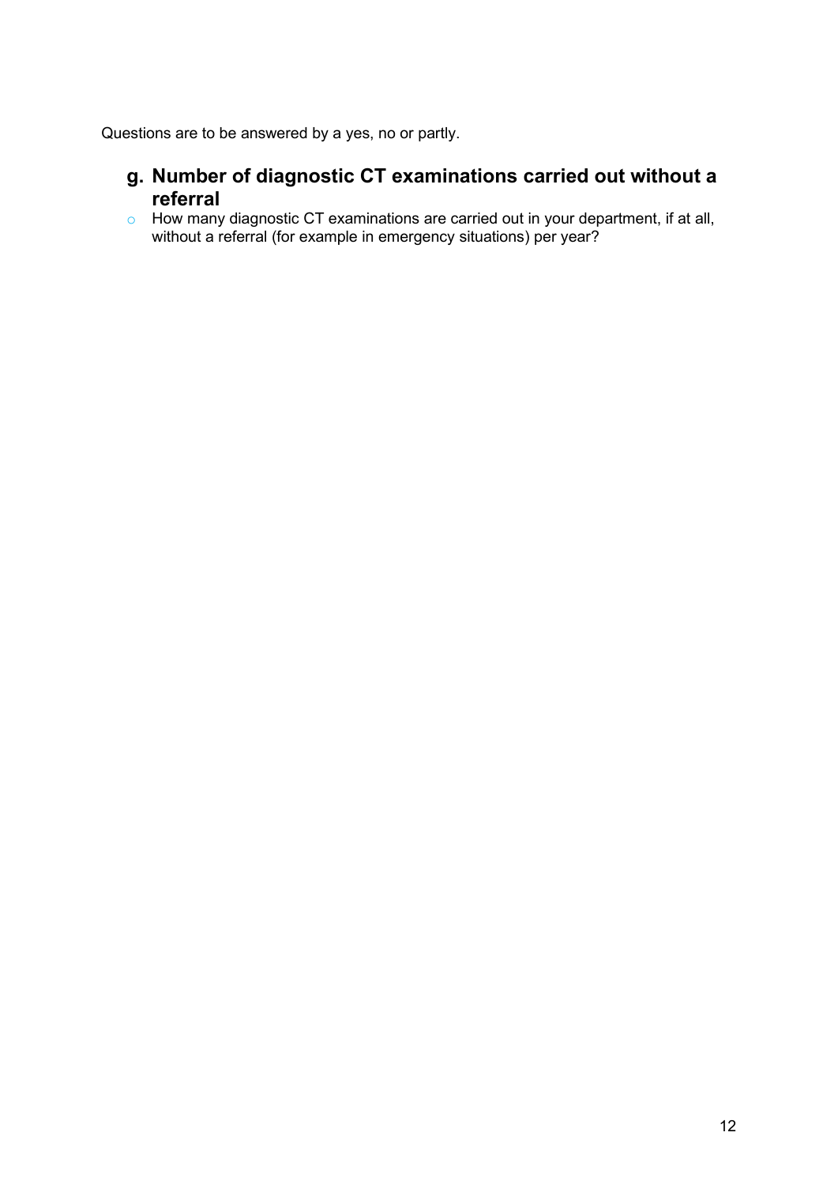Questions are to be answered by a yes, no or partly.

### g. Number of diagnostic CT examinations carried out without a referral

- How many diagnostic CT examinations are carried out in your department, if at all, without a referral (for example in emergency situations) per year?